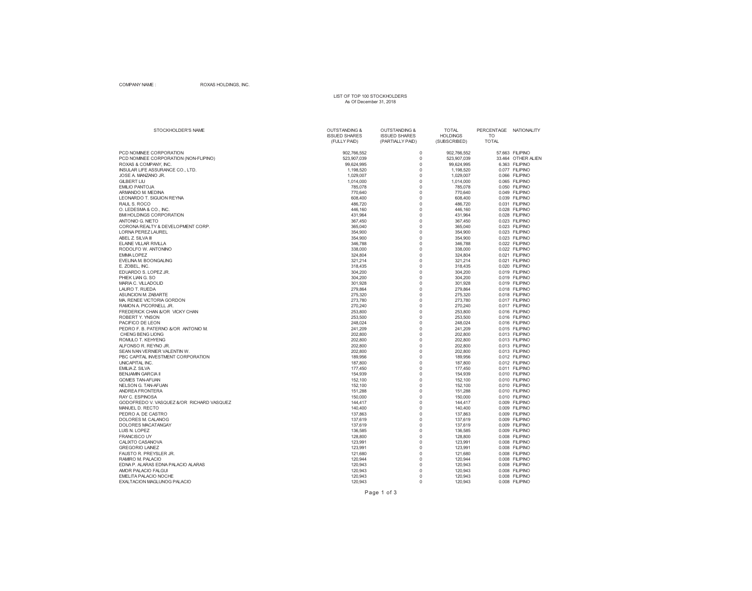COMPANY NAME : ROXAS HOLDINGS, INC.

LIST OF TOP 100 STOCKHOLDERS
As Of December 31, 2018

| STOCKHOLDER'S NAME | OUTSTANDING & ISSUED SHARES (FULLY PAID) | OUTSTANDING & ISSUED SHARES (PARTIALLY PAID) | TOTAL HOLDINGS (SUBSCRIBED) | PERCENTAGE TO TOTAL | NATIONALITY |
|---|---|---|---|---|---|
| PCD NOMINEE CORPORATION | 902,766,552 | 0 | 902,766,552 | 57.663 | FILIPINO |
| PCD NOMINEE CORPORATION (NON-FLIPINO) | 523,907,039 | 0 | 523,907,039 | 33.464 | OTHER ALIEN |
| ROXAS & COMPANY, INC. | 99,624,995 | 0 | 99,624,995 | 6.363 | FILIPINO |
| INSULAR LIFE ASSURANCE CO., LTD. | 1,198,520 | 0 | 1,198,520 | 0.077 | FILIPINO |
| JOSE A. MANZANO JR. | 1,029,007 | 0 | 1,029,007 | 0.066 | FILIPINO |
| GILBERT LIU | 1,014,000 | 0 | 1,014,000 | 0.065 | FILIPINO |
| EMILIO PANTOJA | 785,078 | 0 | 785,078 | 0.050 | FILIPINO |
| ARMANDO M. MEDINA | 770,640 | 0 | 770,640 | 0.049 | FILIPINO |
| LEONARDO T. SIGUION REYNA | 608,400 | 0 | 608,400 | 0.039 | FILIPINO |
| RAUL S. ROCO | 486,720 | 0 | 486,720 | 0.031 | FILIPINO |
| O. LEDESMA & CO., INC. | 446,160 | 0 | 446,160 | 0.028 | FILIPINO |
| BMI HOLDINGS CORPORATION | 431,964 | 0 | 431,964 | 0.028 | FILIPINO |
| ANTONIO G. NIETO | 367,450 | 0 | 367,450 | 0.023 | FILIPINO |
| CORONA REALTY & DEVELOPMENT CORP. | 365,040 | 0 | 365,040 | 0.023 | FILIPINO |
| LORNA PEREZ LAUREL | 354,900 | 0 | 354,900 | 0.023 | FILIPINO |
| ABEL Z. SILVA III | 354,900 | 0 | 354,900 | 0.023 | FILIPINO |
| ELAINE VILLAR RIVILLA | 346,788 | 0 | 346,788 | 0.022 | FILIPINO |
| RODOLFO W. ANTONINO | 338,000 | 0 | 338,000 | 0.022 | FILIPINO |
| EMMA LOPEZ | 324,804 | 0 | 324,804 | 0.021 | FILIPINO |
| EVELINA M. BOONGALING | 321,214 | 0 | 321,214 | 0.021 | FILIPINO |
| E. ZOBEL, INC. | 318,435 | 0 | 318,435 | 0.020 | FILIPINO |
| EDUARDO S. LOPEZ JR. | 304,200 | 0 | 304,200 | 0.019 | FILIPINO |
| PHIEK LIAN G. SO | 304,200 | 0 | 304,200 | 0.019 | FILIPINO |
| MARIA C. VILLADOLID | 301,928 | 0 | 301,928 | 0.019 | FILIPINO |
| LAURO T. RUEDA | 279,864 | 0 | 279,864 | 0.018 | FILIPINO |
| ASUNCION M. ZABARTE | 275,320 | 0 | 275,320 | 0.018 | FILIPINO |
| MA. RENEE VICTORIA GORDON | 273,780 | 0 | 273,780 | 0.017 | FILIPINO |
| RAMON A. PICORNELL JR. | 270,240 | 0 | 270,240 | 0.017 | FILIPINO |
| FREDERICK CHAN &/OR VICKY CHAN | 253,800 | 0 | 253,800 | 0.016 | FILIPINO |
| ROBERT Y. YNSON | 253,500 | 0 | 253,500 | 0.016 | FILIPINO |
| PACIFICO DE LEON | 248,024 | 0 | 248,024 | 0.016 | FILIPINO |
| PEDRO F. B. PATERNO &/OR ANTONIO M. | 241,209 | 0 | 241,209 | 0.015 | FILIPINO |
| CHENG BENG LIONG | 202,800 | 0 | 202,800 | 0.013 | FILIPINO |
| ROMULO T. KEHYENG | 202,800 | 0 | 202,800 | 0.013 | FILIPINO |
| ALFONSO R. REYNO JR. | 202,800 | 0 | 202,800 | 0.013 | FILIPINO |
| SEAN IVAN VERNIER VALENTIN W. | 202,800 | 0 | 202,800 | 0.013 | FILIPINO |
| PBC CAPITAL INVESTMENT CORPORATION | 189,956 | 0 | 189,956 | 0.012 | FILIPINO |
| UNICAPITAL INC. | 187,800 | 0 | 187,800 | 0.012 | FILIPINO |
| EMILIA Z. SILVA | 177,450 | 0 | 177,450 | 0.011 | FILIPINO |
| BENJAMIN GARCIA II | 154,939 | 0 | 154,939 | 0.010 | FILIPINO |
| GOMES TAN-AFUAN | 152,100 | 0 | 152,100 | 0.010 | FILIPINO |
| NELSON G. TAN-AFUAN | 152,100 | 0 | 152,100 | 0.010 | FILIPINO |
| ANDREA FRONTERA | 151,288 | 0 | 151,288 | 0.010 | FILIPINO |
| RAY C. ESPINOSA | 150,000 | 0 | 150,000 | 0.010 | FILIPINO |
| GODOFREDO V. VASQUEZ &/OR RICHARD VASQUEZ | 144,417 | 0 | 144,417 | 0.009 | FILIPINO |
| MANUEL D. RECTO | 140,400 | 0 | 140,400 | 0.009 | FILIPINO |
| PEDRO A. DE CASTRO | 137,863 | 0 | 137,863 | 0.009 | FILIPINO |
| DOLORES M. CALANOG | 137,619 | 0 | 137,619 | 0.009 | FILIPINO |
| DOLORES MACATANGAY | 137,619 | 0 | 137,619 | 0.009 | FILIPINO |
| LUIS N. LOPEZ | 136,585 | 0 | 136,585 | 0.009 | FILIPINO |
| FRANCISCO UY | 128,800 | 0 | 128,800 | 0.008 | FILIPINO |
| CALIXTO CASANOVA | 123,991 | 0 | 123,991 | 0.008 | FILIPINO |
| GREGORIO LAINEZ | 123,991 | 0 | 123,991 | 0.008 | FILIPINO |
| FAUSTO R. PREYSLER JR. | 121,680 | 0 | 121,680 | 0.008 | FILIPINO |
| RAMIRO M. PALACIO | 120,944 | 0 | 120,944 | 0.008 | FILIPINO |
| EDNA P. ALARAS EDNA PALACIO ALARAS | 120,943 | 0 | 120,943 | 0.008 | FILIPINO |
| AMOR PALACIO FALGUI | 120,943 | 0 | 120,943 | 0.008 | FILIPINO |
| EMELITA PALACIO NOCHE | 120,943 | 0 | 120,943 | 0.008 | FILIPINO |
| EXALTACION MAGLUNOG PALACIO | 120,943 | 0 | 120,943 | 0.008 | FILIPINO |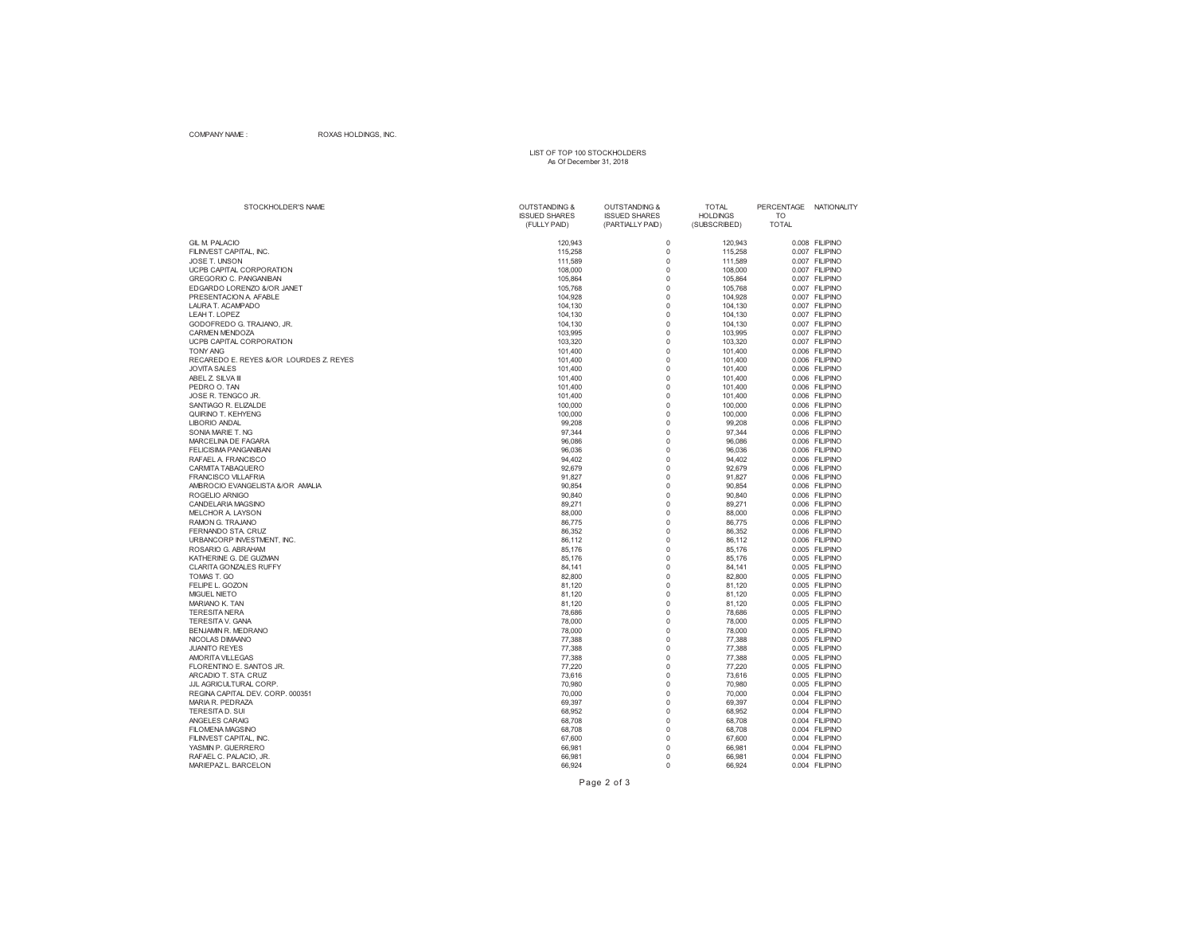COMPANY NAME : ROXAS HOLDINGS, INC.

LIST OF TOP 100 STOCKHOLDERS
As Of December 31, 2018

| STOCKHOLDER'S NAME | OUTSTANDING & ISSUED SHARES (FULLY PAID) | OUTSTANDING & ISSUED SHARES (PARTIALLY PAID) | TOTAL HOLDINGS (SUBSCRIBED) | PERCENTAGE TO TOTAL | NATIONALITY |
|---|---|---|---|---|---|
| GIL M. PALACIO | 120,943 | 0 | 120,943 | 0.008 | FILIPINO |
| FILINVEST CAPITAL, INC. | 115,258 | 0 | 115,258 | 0.007 | FILIPINO |
| JOSE T. UNSON | 111,589 | 0 | 111,589 | 0.007 | FILIPINO |
| UCPB CAPITAL CORPORATION | 108,000 | 0 | 108,000 | 0.007 | FILIPINO |
| GREGORIO C. PANGANIBAN | 105,864 | 0 | 105,864 | 0.007 | FILIPINO |
| EDGARDO LORENZO &/OR JANET | 105,768 | 0 | 105,768 | 0.007 | FILIPINO |
| PRESENTACION A. AFABLE | 104,928 | 0 | 104,928 | 0.007 | FILIPINO |
| LAURA T. ACAMPADO | 104,130 | 0 | 104,130 | 0.007 | FILIPINO |
| LEAH T. LOPEZ | 104,130 | 0 | 104,130 | 0.007 | FILIPINO |
| GODOFREDO G. TRAJANO, JR. | 104,130 | 0 | 104,130 | 0.007 | FILIPINO |
| CARMEN MENDOZA | 103,995 | 0 | 103,995 | 0.007 | FILIPINO |
| UCPB CAPITAL CORPORATION | 103,320 | 0 | 103,320 | 0.007 | FILIPINO |
| TONY ANG | 101,400 | 0 | 101,400 | 0.006 | FILIPINO |
| RECAREDO E. REYES &/OR LOURDES Z. REYES | 101,400 | 0 | 101,400 | 0.006 | FILIPINO |
| JOVITA SALES | 101,400 | 0 | 101,400 | 0.006 | FILIPINO |
| ABEL Z. SILVA III | 101,400 | 0 | 101,400 | 0.006 | FILIPINO |
| PEDRO O. TAN | 101,400 | 0 | 101,400 | 0.006 | FILIPINO |
| JOSE R. TENGCO JR. | 101,400 | 0 | 101,400 | 0.006 | FILIPINO |
| SANTIAGO R. ELIZALDE | 100,000 | 0 | 100,000 | 0.006 | FILIPINO |
| QUIRINO T. KEHYENG | 100,000 | 0 | 100,000 | 0.006 | FILIPINO |
| LIBORIO ANDAL | 99,208 | 0 | 99,208 | 0.006 | FILIPINO |
| SONIA MARIE T. NG | 97,344 | 0 | 97,344 | 0.006 | FILIPINO |
| MARCELINA DE FAGARA | 96,086 | 0 | 96,086 | 0.006 | FILIPINO |
| FELICISIMA PANGANIBAN | 96,036 | 0 | 96,036 | 0.006 | FILIPINO |
| RAFAEL A. FRANCISCO | 94,402 | 0 | 94,402 | 0.006 | FILIPINO |
| CARMITA TABAQUERO | 92,679 | 0 | 92,679 | 0.006 | FILIPINO |
| FRANCISCO VILLAFRIA | 91,827 | 0 | 91,827 | 0.006 | FILIPINO |
| AMBROCIO EVANGELISTA &/OR AMALIA | 90,854 | 0 | 90,854 | 0.006 | FILIPINO |
| ROGELIO ARNIGO | 90,840 | 0 | 90,840 | 0.006 | FILIPINO |
| CANDELARIA MAGSINO | 89,271 | 0 | 89,271 | 0.006 | FILIPINO |
| MELCHOR A. LAYSON | 88,000 | 0 | 88,000 | 0.006 | FILIPINO |
| RAMON G. TRAJANO | 86,775 | 0 | 86,775 | 0.006 | FILIPINO |
| FERNANDO STA. CRUZ | 86,352 | 0 | 86,352 | 0.006 | FILIPINO |
| URBANCORP INVESTMENT, INC. | 86,112 | 0 | 86,112 | 0.006 | FILIPINO |
| ROSARIO G. ABRAHAM | 85,176 | 0 | 85,176 | 0.005 | FILIPINO |
| KATHERINE G. DE GUZMAN | 85,176 | 0 | 85,176 | 0.005 | FILIPINO |
| CLARITA GONZALES RUFFY | 84,141 | 0 | 84,141 | 0.005 | FILIPINO |
| TOMAS T. GO | 82,800 | 0 | 82,800 | 0.005 | FILIPINO |
| FELIPE L. GOZON | 81,120 | 0 | 81,120 | 0.005 | FILIPINO |
| MIGUEL NIETO | 81,120 | 0 | 81,120 | 0.005 | FILIPINO |
| MARIANO K. TAN | 81,120 | 0 | 81,120 | 0.005 | FILIPINO |
| TERESITA NERA | 78,686 | 0 | 78,686 | 0.005 | FILIPINO |
| TERESITA V. GANA | 78,000 | 0 | 78,000 | 0.005 | FILIPINO |
| BENJAMIN R. MEDRANO | 78,000 | 0 | 78,000 | 0.005 | FILIPINO |
| NICOLAS DIMAANO | 77,388 | 0 | 77,388 | 0.005 | FILIPINO |
| JUANITO REYES | 77,388 | 0 | 77,388 | 0.005 | FILIPINO |
| AMORITA VILLEGAS | 77,388 | 0 | 77,388 | 0.005 | FILIPINO |
| FLORENTINO E. SANTOS JR. | 77,220 | 0 | 77,220 | 0.005 | FILIPINO |
| ARCADIO T. STA. CRUZ | 73,616 | 0 | 73,616 | 0.005 | FILIPINO |
| JJL AGRICULTURAL CORP. | 70,980 | 0 | 70,980 | 0.005 | FILIPINO |
| REGINA CAPITAL DEV. CORP. 000351 | 70,000 | 0 | 70,000 | 0.004 | FILIPINO |
| MARIA R. PEDRAZA | 69,397 | 0 | 69,397 | 0.004 | FILIPINO |
| TERESITA D. SUI | 68,952 | 0 | 68,952 | 0.004 | FILIPINO |
| ANGELES CARAIG | 68,708 | 0 | 68,708 | 0.004 | FILIPINO |
| FILOMENA MAGSINO | 68,708 | 0 | 68,708 | 0.004 | FILIPINO |
| FILINVEST CAPITAL, INC. | 67,600 | 0 | 67,600 | 0.004 | FILIPINO |
| YASMIN P. GUERRERO | 66,981 | 0 | 66,981 | 0.004 | FILIPINO |
| RAFAEL C. PALACIO, JR. | 66,981 | 0 | 66,981 | 0.004 | FILIPINO |
| MARIEPAZ L. BARCELON | 66,924 | 0 | 66,924 | 0.004 | FILIPINO |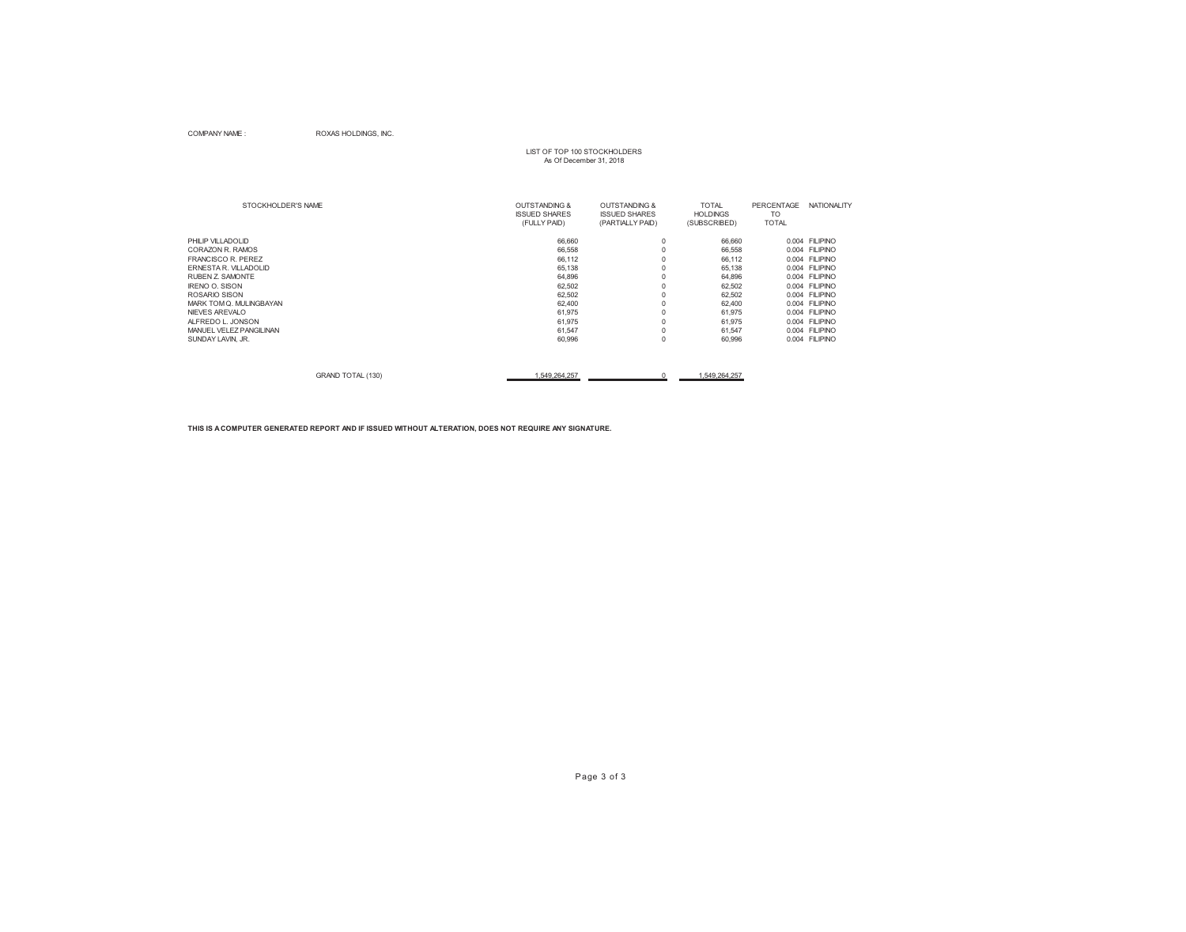COMPANY NAME : ROXAS HOLDINGS, INC.

LIST OF TOP 100 STOCKHOLDERS
As Of December 31, 2018

| STOCKHOLDER'S NAME | OUTSTANDING & ISSUED SHARES (FULLY PAID) | OUTSTANDING & ISSUED SHARES (PARTIALLY PAID) | TOTAL HOLDINGS (SUBSCRIBED) | PERCENTAGE TO TOTAL | NATIONALITY |
|---|---|---|---|---|---|
| PHILIP VILLADOLID | 66,660 | 0 | 66,660 | 0.004 | FILIPINO |
| CORAZON R. RAMOS | 66,558 | 0 | 66,558 | 0.004 | FILIPINO |
| FRANCISCO R. PEREZ | 66,112 | 0 | 66,112 | 0.004 | FILIPINO |
| ERNESTA R. VILLADOLID | 65,138 | 0 | 65,138 | 0.004 | FILIPINO |
| RUBEN Z. SAMONTE | 64,896 | 0 | 64,896 | 0.004 | FILIPINO |
| IRENO O. SISON | 62,502 | 0 | 62,502 | 0.004 | FILIPINO |
| ROSARIO SISON | 62,502 | 0 | 62,502 | 0.004 | FILIPINO |
| MARK TOM Q. MULINGBAYAN | 62,400 | 0 | 62,400 | 0.004 | FILIPINO |
| NIEVES AREVALO | 61,975 | 0 | 61,975 | 0.004 | FILIPINO |
| ALFREDO L. JONSON | 61,975 | 0 | 61,975 | 0.004 | FILIPINO |
| MANUEL VELEZ PANGILINAN | 61,547 | 0 | 61,547 | 0.004 | FILIPINO |
| SUNDAY LAVIN, JR. | 60,996 | 0 | 60,996 | 0.004 | FILIPINO |
| GRAND TOTAL (130) | 1,549,264,257 | 0 | 1,549,264,257 | | |

**THIS IS A COMPUTER GENERATED REPORT AND IF ISSUED WITHOUT ALTERATION, DOES NOT REQUIRE ANY SIGNATURE.**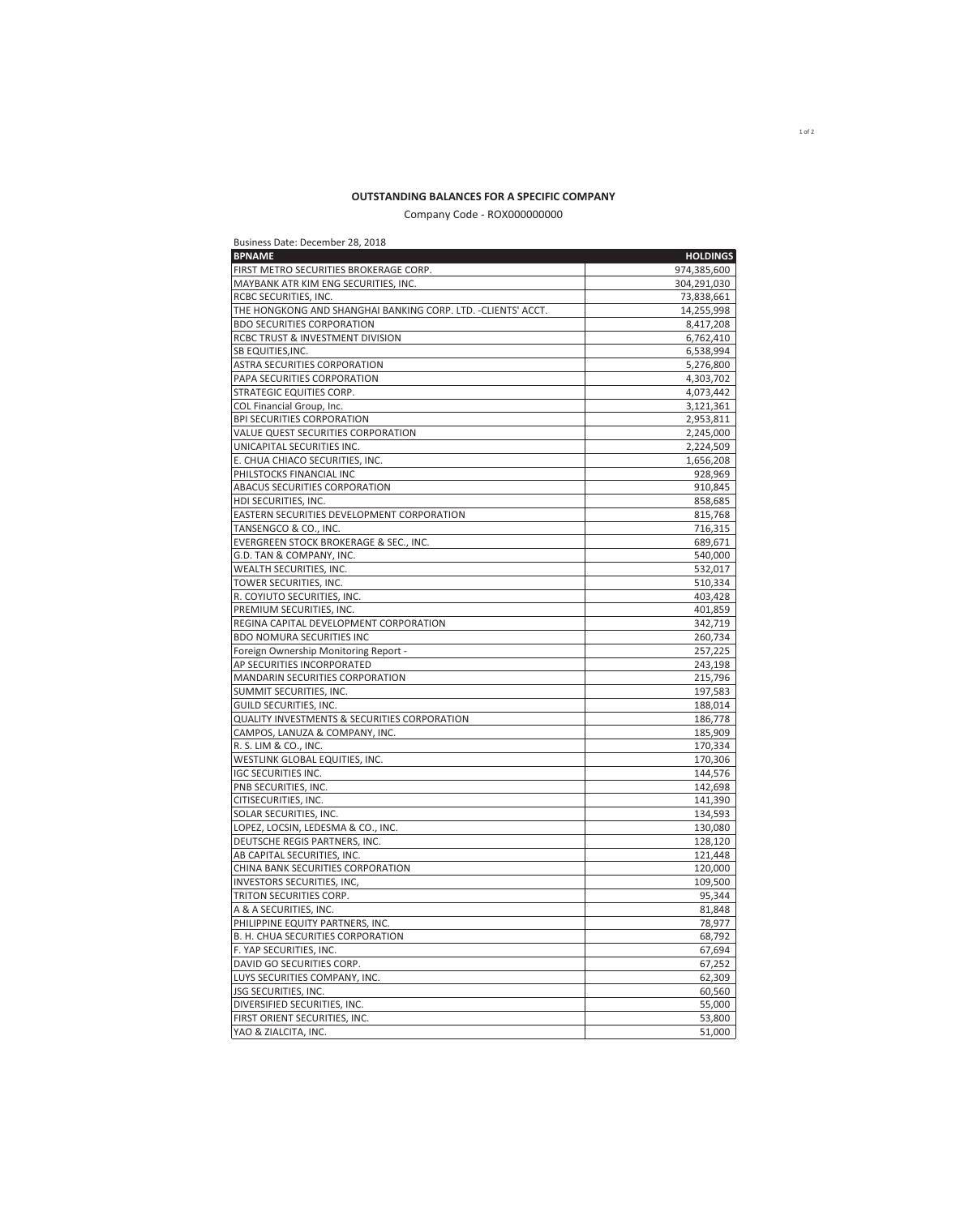**OUTSTANDING BALANCES FOR A SPECIFIC COMPANY**

Company Code - ROX000000000

Business Date: December 28, 2018

| BPNAME | HOLDINGS |
|---|---|
| FIRST METRO SECURITIES BROKERAGE CORP. | 974,385,600 |
| MAYBANK ATR KIM ENG SECURITIES, INC. | 304,291,030 |
| RCBC SECURITIES, INC. | 73,838,661 |
| THE HONGKONG AND SHANGHAI BANKING CORP. LTD. -CLIENTS' ACCT. | 14,255,998 |
| BDO SECURITIES CORPORATION | 8,417,208 |
| RCBC TRUST & INVESTMENT DIVISION | 6,762,410 |
| SB EQUITIES,INC. | 6,538,994 |
| ASTRA SECURITIES CORPORATION | 5,276,800 |
| PAPA SECURITIES CORPORATION | 4,303,702 |
| STRATEGIC EQUITIES CORP. | 4,073,442 |
| COL Financial Group, Inc. | 3,121,361 |
| BPI SECURITIES CORPORATION | 2,953,811 |
| VALUE QUEST SECURITIES CORPORATION | 2,245,000 |
| UNICAPITAL SECURITIES INC. | 2,224,509 |
| E. CHUA CHIACO SECURITIES, INC. | 1,656,208 |
| PHILSTOCKS FINANCIAL INC | 928,969 |
| ABACUS SECURITIES CORPORATION | 910,845 |
| HDI SECURITIES, INC. | 858,685 |
| EASTERN SECURITIES DEVELOPMENT CORPORATION | 815,768 |
| TANSENGCO & CO., INC. | 716,315 |
| EVERGREEN STOCK BROKERAGE & SEC., INC. | 689,671 |
| G.D. TAN & COMPANY, INC. | 540,000 |
| WEALTH SECURITIES, INC. | 532,017 |
| TOWER SECURITIES, INC. | 510,334 |
| R. COYIUTO SECURITIES, INC. | 403,428 |
| PREMIUM SECURITIES, INC. | 401,859 |
| REGINA CAPITAL DEVELOPMENT CORPORATION | 342,719 |
| BDO NOMURA SECURITIES INC | 260,734 |
| Foreign Ownership Monitoring Report - | 257,225 |
| AP SECURITIES INCORPORATED | 243,198 |
| MANDARIN SECURITIES CORPORATION | 215,796 |
| SUMMIT SECURITIES, INC. | 197,583 |
| GUILD SECURITIES, INC. | 188,014 |
| QUALITY INVESTMENTS & SECURITIES CORPORATION | 186,778 |
| CAMPOS, LANUZA & COMPANY, INC. | 185,909 |
| R. S. LIM & CO., INC. | 170,334 |
| WESTLINK GLOBAL EQUITIES, INC. | 170,306 |
| IGC SECURITIES INC. | 144,576 |
| PNB SECURITIES, INC. | 142,698 |
| CITISECURITIES, INC. | 141,390 |
| SOLAR SECURITIES, INC. | 134,593 |
| LOPEZ, LOCSIN, LEDESMA & CO., INC. | 130,080 |
| DEUTSCHE REGIS PARTNERS, INC. | 128,120 |
| AB CAPITAL SECURITIES, INC. | 121,448 |
| CHINA BANK SECURITIES CORPORATION | 120,000 |
| INVESTORS SECURITIES, INC, | 109,500 |
| TRITON SECURITIES CORP. | 95,344 |
| A & A SECURITIES, INC. | 81,848 |
| PHILIPPINE EQUITY PARTNERS, INC. | 78,977 |
| B. H. CHUA SECURITIES CORPORATION | 68,792 |
| F. YAP SECURITIES, INC. | 67,694 |
| DAVID GO SECURITIES CORP. | 67,252 |
| LUYS SECURITIES COMPANY, INC. | 62,309 |
| JSG SECURITIES, INC. | 60,560 |
| DIVERSIFIED SECURITIES, INC. | 55,000 |
| FIRST ORIENT SECURITIES, INC. | 53,800 |
| YAO & ZIALCITA, INC. | 51,000 |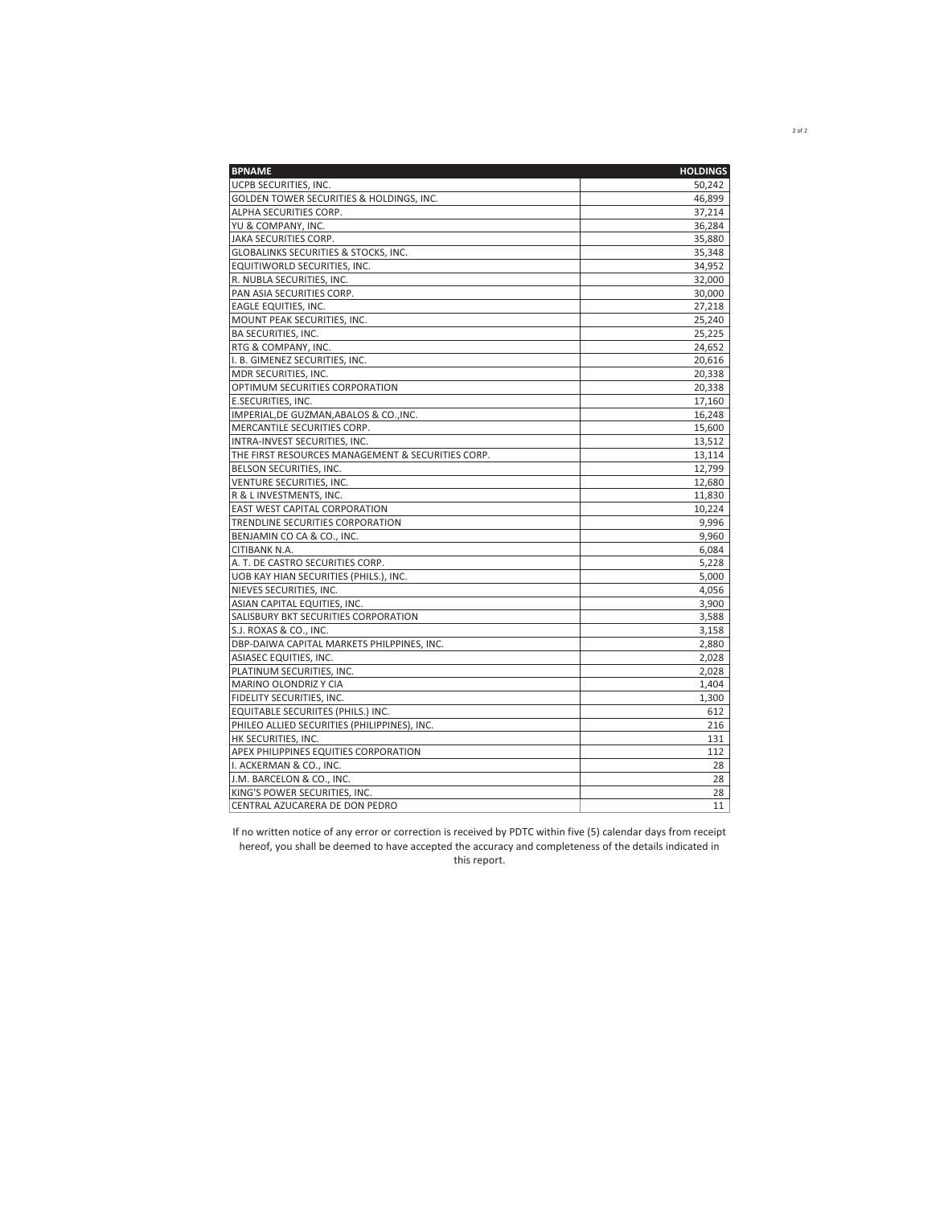| BPNAME | HOLDINGS |
| --- | --- |
| UCPB SECURITIES, INC. | 50,242 |
| GOLDEN TOWER SECURITIES & HOLDINGS, INC. | 46,899 |
| ALPHA SECURITIES CORP. | 37,214 |
| YU & COMPANY, INC. | 36,284 |
| JAKA SECURITIES CORP. | 35,880 |
| GLOBALINKS SECURITIES & STOCKS, INC. | 35,348 |
| EQUITIWORLD SECURITIES, INC. | 34,952 |
| R. NUBLA SECURITIES, INC. | 32,000 |
| PAN ASIA SECURITIES CORP. | 30,000 |
| EAGLE EQUITIES, INC. | 27,218 |
| MOUNT PEAK SECURITIES, INC. | 25,240 |
| BA SECURITIES, INC. | 25,225 |
| RTG & COMPANY, INC. | 24,652 |
| I. B. GIMENEZ SECURITIES, INC. | 20,616 |
| MDR SECURITIES, INC. | 20,338 |
| OPTIMUM SECURITIES CORPORATION | 20,338 |
| E.SECURITIES, INC. | 17,160 |
| IMPERIAL,DE GUZMAN,ABALOS & CO.,INC. | 16,248 |
| MERCANTILE SECURITIES CORP. | 15,600 |
| INTRA-INVEST SECURITIES, INC. | 13,512 |
| THE FIRST RESOURCES MANAGEMENT & SECURITIES CORP. | 13,114 |
| BELSON SECURITIES, INC. | 12,799 |
| VENTURE SECURITIES, INC. | 12,680 |
| R & L INVESTMENTS, INC. | 11,830 |
| EAST WEST CAPITAL CORPORATION | 10,224 |
| TRENDLINE SECURITIES CORPORATION | 9,996 |
| BENJAMIN CO CA & CO., INC. | 9,960 |
| CITIBANK N.A. | 6,084 |
| A. T. DE CASTRO SECURITIES CORP. | 5,228 |
| UOB KAY HIAN SECURITIES (PHILS.), INC. | 5,000 |
| NIEVES SECURITIES, INC. | 4,056 |
| ASIAN CAPITAL EQUITIES, INC. | 3,900 |
| SALISBURY BKT SECURITIES CORPORATION | 3,588 |
| S.J. ROXAS & CO., INC. | 3,158 |
| DBP-DAIWA CAPITAL MARKETS PHILPPINES, INC. | 2,880 |
| ASIASEC EQUITIES, INC. | 2,028 |
| PLATINUM SECURITIES, INC. | 2,028 |
| MARINO OLONDRIZ Y CIA | 1,404 |
| FIDELITY SECURITIES, INC. | 1,300 |
| EQUITABLE SECURIITES (PHILS.) INC. | 612 |
| PHILEO ALLIED SECURITIES (PHILIPPINES), INC. | 216 |
| HK SECURITIES, INC. | 131 |
| APEX PHILIPPINES EQUITIES CORPORATION | 112 |
| I. ACKERMAN & CO., INC. | 28 |
| J.M. BARCELON & CO., INC. | 28 |
| KING'S POWER SECURITIES, INC. | 28 |
| CENTRAL AZUCARERA DE DON PEDRO | 11 |

If no written notice of any error or correction is received by PDTC within five (5) calendar days from receipt hereof, you shall be deemed to have accepted the accuracy and completeness of the details indicated in this report.